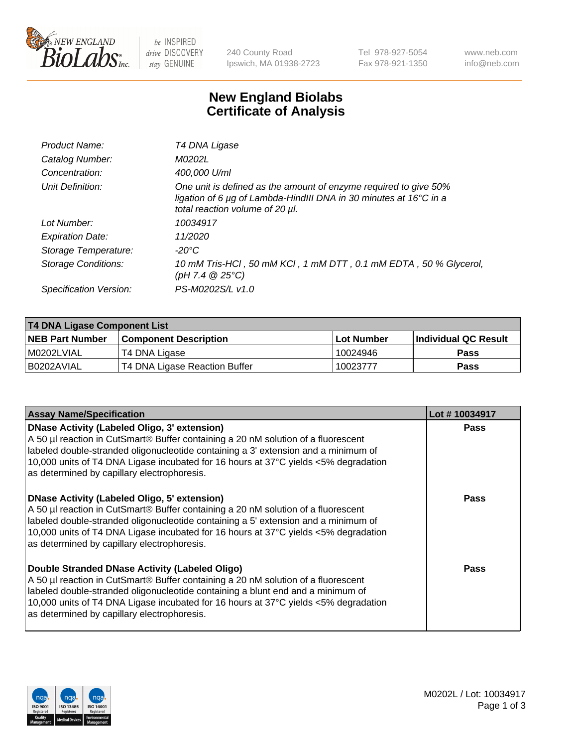New England BioLabs Inc. — be INSPIRED drive DISCOVERY stay GENUINE

240 County Road
Ipswich, MA 01938-2723

Tel 978-927-5054
Fax 978-921-1350

www.neb.com
info@neb.com

# New England Biolabs
# Certificate of Analysis

| | |
|---|---|
| *Product Name:* | *T4 DNA Ligase* |
| *Catalog Number:* | *M0202L* |
| *Concentration:* | *400,000 U/ml* |
| *Unit Definition:* | *One unit is defined as the amount of enzyme required to give 50% ligation of 6 µg of Lambda-HindIII DNA in 30 minutes at 16°C in a total reaction volume of 20 µl.* |
| *Lot Number:* | *10034917* |
| *Expiration Date:* | *11/2020* |
| *Storage Temperature:* | *-20°C* |
| *Storage Conditions:* | *10 mM Tris-HCl , 50 mM KCl , 1 mM DTT , 0.1 mM EDTA , 50 % Glycerol, (pH 7.4 @ 25°C)* |
| *Specification Version:* | *PS-M0202S/L v1.0* |

**T4 DNA Ligase Component List**

| NEB Part Number | Component Description | Lot Number | Individual QC Result |
|---|---|---|---|
| M0202LVIAL | T4 DNA Ligase | 10024946 | Pass |
| B0202AVIAL | T4 DNA Ligase Reaction Buffer | 10023777 | Pass |

| Assay Name/Specification | Lot # 10034917 |
|---|---|
| **DNase Activity (Labeled Oligo, 3' extension)** A 50 µl reaction in CutSmart® Buffer containing a 20 nM solution of a fluorescent labeled double-stranded oligonucleotide containing a 3' extension and a minimum of 10,000 units of T4 DNA Ligase incubated for 16 hours at 37°C yields <5% degradation as determined by capillary electrophoresis. | Pass |
| **DNase Activity (Labeled Oligo, 5' extension)** A 50 µl reaction in CutSmart® Buffer containing a 20 nM solution of a fluorescent labeled double-stranded oligonucleotide containing a 5' extension and a minimum of 10,000 units of T4 DNA Ligase incubated for 16 hours at 37°C yields <5% degradation as determined by capillary electrophoresis. | Pass |
| **Double Stranded DNase Activity (Labeled Oligo)** A 50 µl reaction in CutSmart® Buffer containing a 20 nM solution of a fluorescent labeled double-stranded oligonucleotide containing a blunt end and a minimum of 10,000 units of T4 DNA Ligase incubated for 16 hours at 37°C yields <5% degradation as determined by capillary electrophoresis. | Pass |

M0202L / Lot: 10034917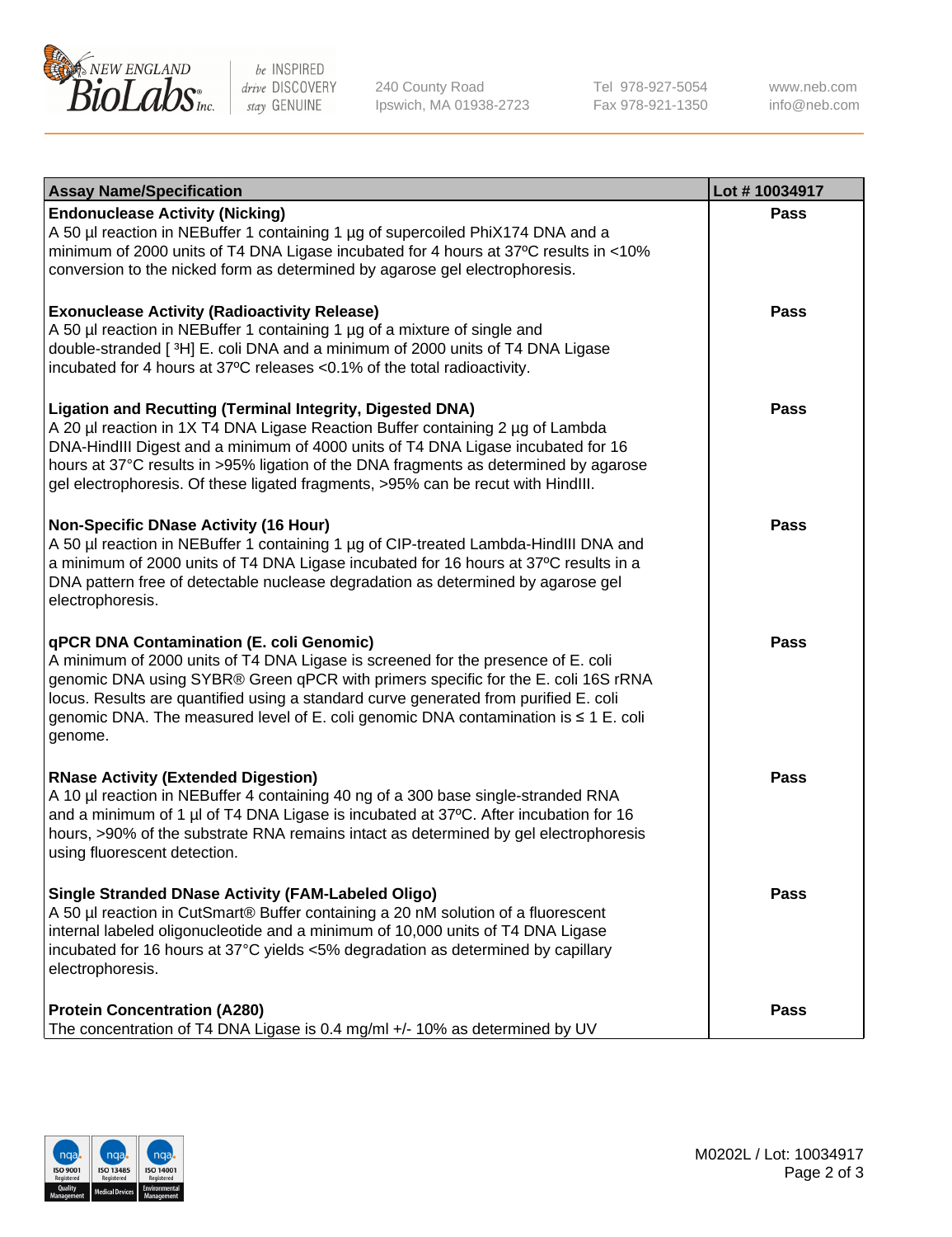| Assay Name/Specification | Lot # 10034917 |
| --- | --- |
| **Endonuclease Activity (Nicking)**<br>A 50 µl reaction in NEBuffer 1 containing 1 µg of supercoiled PhiX174 DNA and a minimum of 2000 units of T4 DNA Ligase incubated for 4 hours at 37ºC results in <10% conversion to the nicked form as determined by agarose gel electrophoresis. | Pass |
| **Exonuclease Activity (Radioactivity Release)**<br>A 50 µl reaction in NEBuffer 1 containing 1 µg of a mixture of single and double-stranded [ $^3$H] E. coli DNA and a minimum of 2000 units of T4 DNA Ligase incubated for 4 hours at 37ºC releases <0.1% of the total radioactivity. | Pass |
| **Ligation and Recutting (Terminal Integrity, Digested DNA)**<br>A 20 µl reaction in 1X T4 DNA Ligase Reaction Buffer containing 2 µg of Lambda DNA-HindIII Digest and a minimum of 4000 units of T4 DNA Ligase incubated for 16 hours at 37°C results in >95% ligation of the DNA fragments as determined by agarose gel electrophoresis. Of these ligated fragments, >95% can be recut with HindIII. | Pass |
| **Non-Specific DNase Activity (16 Hour)**<br>A 50 µl reaction in NEBuffer 1 containing 1 µg of CIP-treated Lambda-HindIII DNA and a minimum of 2000 units of T4 DNA Ligase incubated for 16 hours at 37ºC results in a DNA pattern free of detectable nuclease degradation as determined by agarose gel electrophoresis. | Pass |
| **qPCR DNA Contamination (E. coli Genomic)**<br>A minimum of 2000 units of T4 DNA Ligase is screened for the presence of E. coli genomic DNA using SYBR® Green qPCR with primers specific for the E. coli 16S rRNA locus. Results are quantified using a standard curve generated from purified E. coli genomic DNA. The measured level of E. coli genomic DNA contamination is ≤ 1 E. coli genome. | Pass |
| **RNase Activity (Extended Digestion)**<br>A 10 µl reaction in NEBuffer 4 containing 40 ng of a 300 base single-stranded RNA and a minimum of 1 µl of T4 DNA Ligase is incubated at 37ºC. After incubation for 16 hours, >90% of the substrate RNA remains intact as determined by gel electrophoresis using fluorescent detection. | Pass |
| **Single Stranded DNase Activity (FAM-Labeled Oligo)**<br>A 50 µl reaction in CutSmart® Buffer containing a 20 nM solution of a fluorescent internal labeled oligonucleotide and a minimum of 10,000 units of T4 DNA Ligase incubated for 16 hours at 37°C yields <5% degradation as determined by capillary electrophoresis. | Pass |
| **Protein Concentration (A280)**<br>The concentration of T4 DNA Ligase is 0.4 mg/ml +/- 10% as determined by UV | Pass |

M0202L / Lot: 10034917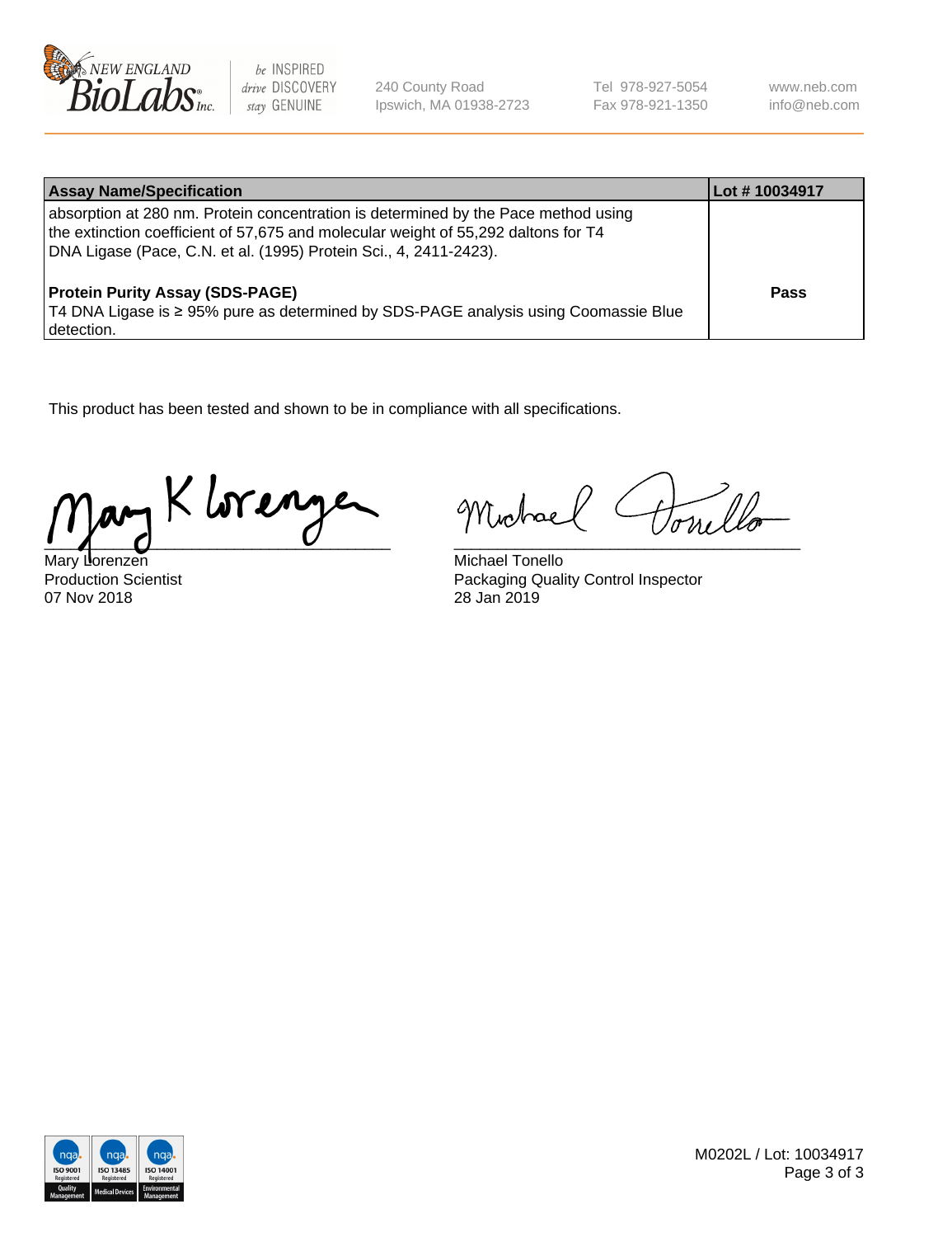| Assay Name/Specification | Lot # 10034917 |
| --- | --- |
| absorption at 280 nm. Protein concentration is determined by the Pace method using the extinction coefficient of 57,675 and molecular weight of 55,292 daltons for T4 DNA Ligase (Pace, C.N. et al. (1995) Protein Sci., 4, 2411-2423). | |
| **Protein Purity Assay (SDS-PAGE)**<br>T4 DNA Ligase is ≥ 95% pure as determined by SDS-PAGE analysis using Coomassie Blue detection. | **Pass** |

This product has been tested and shown to be in compliance with all specifications.

Mary Lorenzen
Production Scientist
07 Nov 2018

Michael Tonello
Packaging Quality Control Inspector
28 Jan 2019

M0202L / Lot: 10034917